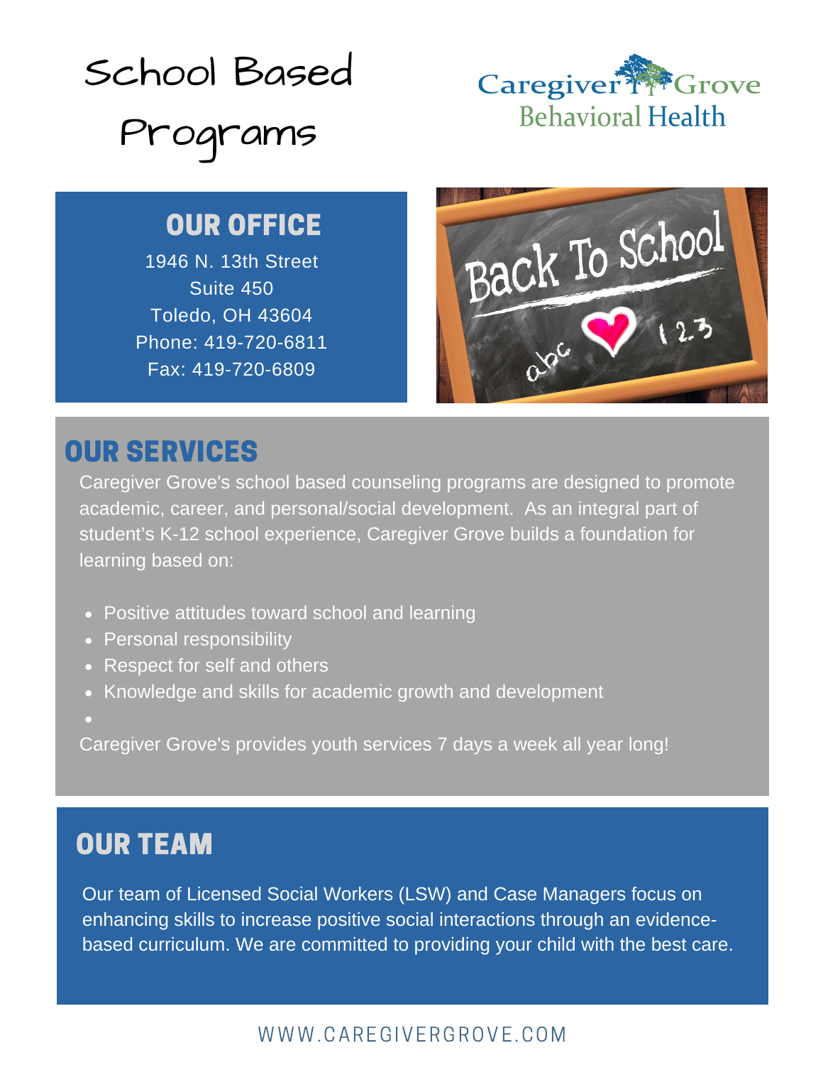# School Based Programs

Caregiver Grove
Behavioral Health

## OUR OFFICE

1946 N. 13th Street
Suite 450
Toledo, OH 43604
Phone: 419-720-6811
Fax: 419-720-6809

## OUR SERVICES

Caregiver Grove's school based counseling programs are designed to promote academic, career, and personal/social development. As an integral part of student's K-12 school experience, Caregiver Grove builds a foundation for learning based on:

- Positive attitudes toward school and learning
- Personal responsibility
- Respect for self and others
- Knowledge and skills for academic growth and development

Caregiver Grove's provides youth services 7 days a week all year long!

## OUR TEAM

Our team of Licensed Social Workers (LSW) and Case Managers focus on enhancing skills to increase positive social interactions through an evidence-based curriculum. We are committed to providing your child with the best care.

WWW.CAREGIVERGROVE.COM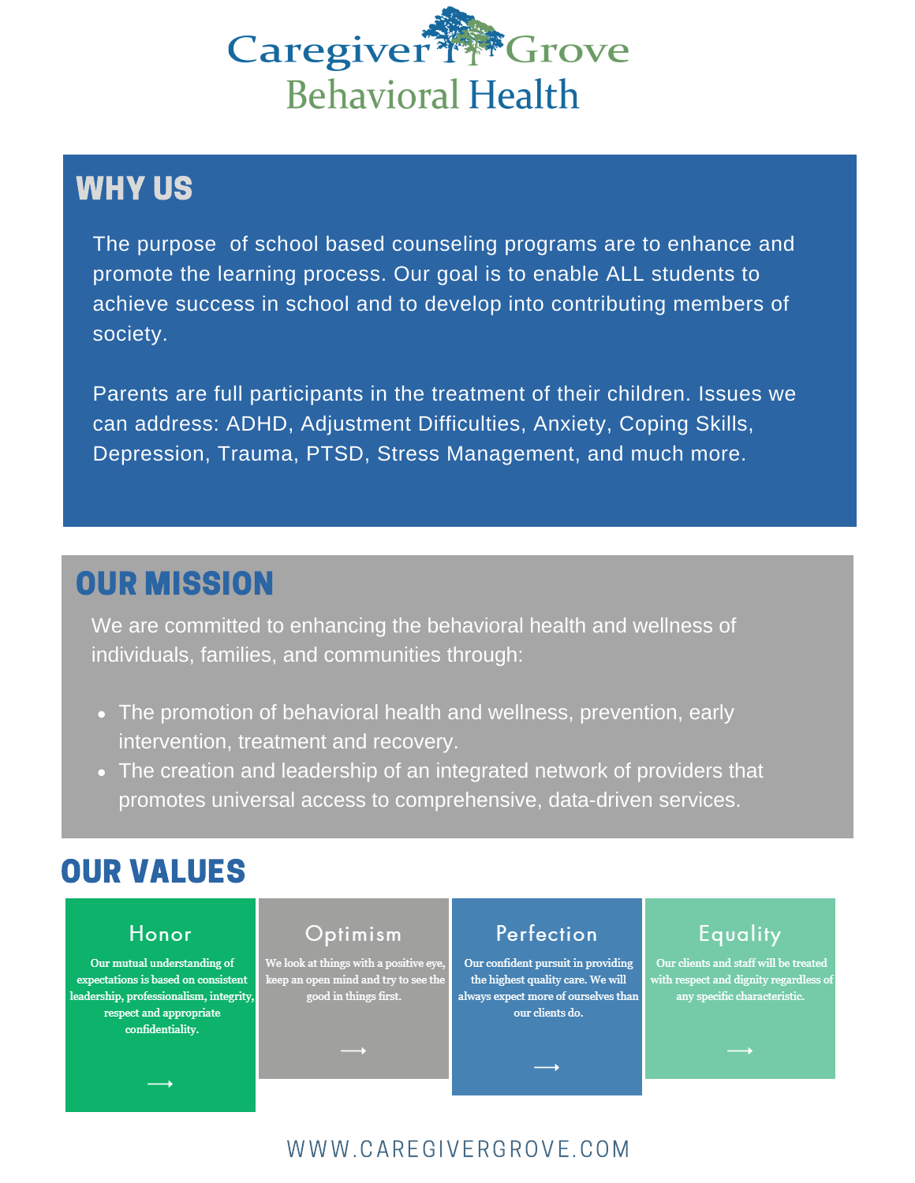# Caregiver Grove Behavioral Health

## WHY US

The purpose  of school based counseling programs are to enhance and promote the learning process. Our goal is to enable ALL students to achieve success in school and to develop into contributing members of society.

Parents are full participants in the treatment of their children. Issues we can address: ADHD, Adjustment Difficulties, Anxiety, Coping Skills, Depression, Trauma, PTSD, Stress Management, and much more.

## OUR MISSION

We are committed to enhancing the behavioral health and wellness of individuals, families, and communities through:

- The promotion of behavioral health and wellness, prevention, early intervention, treatment and recovery.
- The creation and leadership of an integrated network of providers that promotes universal access to comprehensive, data-driven services.

## OUR VALUES

### Honor

Our mutual understanding of expectations is based on consistent leadership, professionalism, integrity, respect and appropriate confidentiality.

### Optimism

We look at things with a positive eye, keep an open mind and try to see the good in things first.

### Perfection

Our confident pursuit in providing the highest quality care. We will always expect more of ourselves than our clients do.

### Equality

Our clients and staff will be treated with respect and dignity regardless of any specific characteristic.

WWW.CAREGIVERGROVE.COM